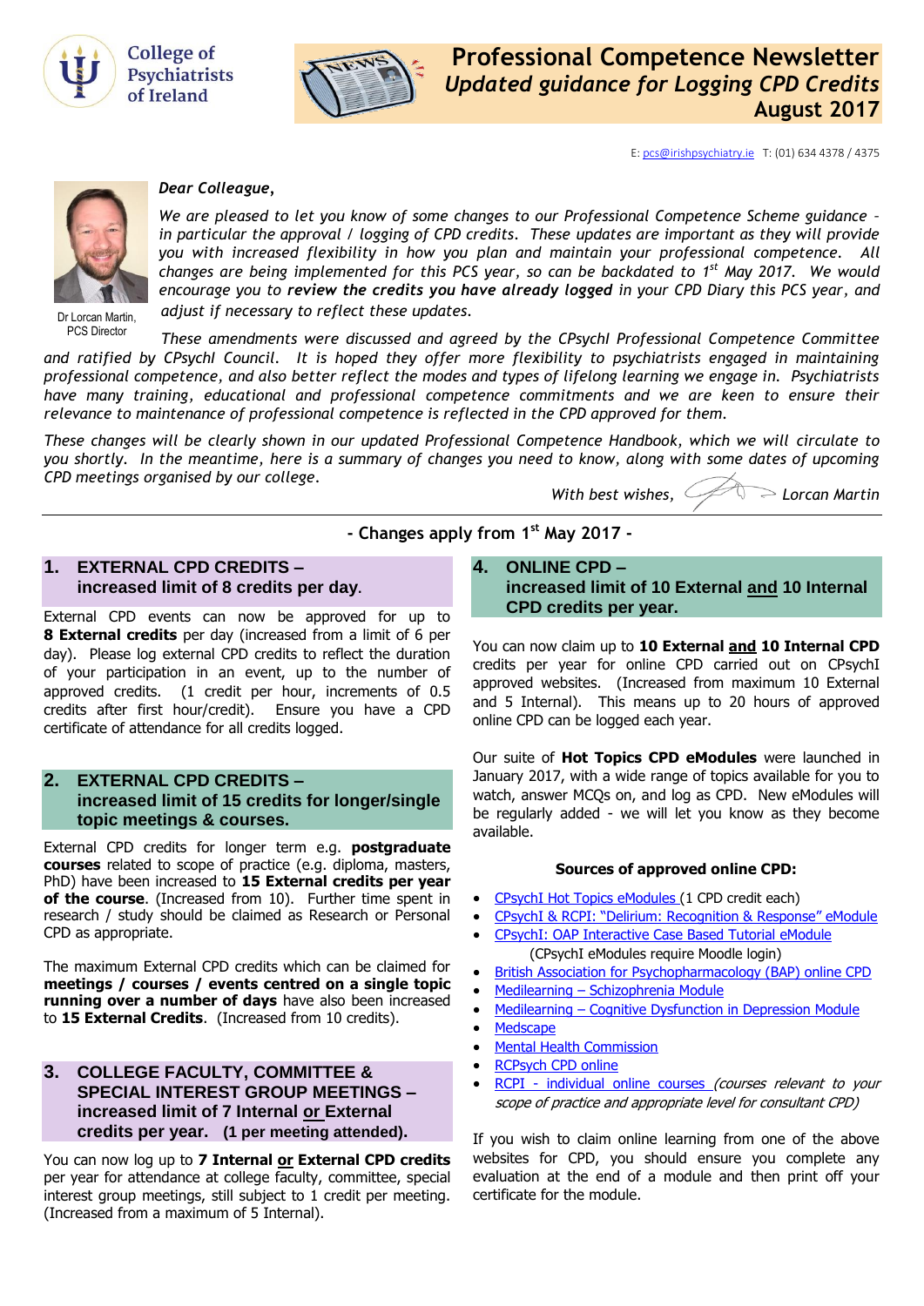College of Psychiatrists of Ireland

# Professional Competence Newsletter

## *Updated guidance for Logging CPD Credits*

## August 2017

E: pcs@irishpsychiatry.ie T: (01) 634 4378 / 4375

Dr Lorcan Martin, PCS Director

*Dear Colleague,*

*We are pleased to let you know of some changes to our Professional Competence Scheme guidance – in particular the approval / logging of CPD credits. These updates are important as they will provide you with increased flexibility in how you plan and maintain your professional competence. All changes are being implemented for this PCS year, so can be backdated to 1st May 2017. We would encourage you to **review the credits you have already logged** in your CPD Diary this PCS year, and adjust if necessary to reflect these updates.*

*These amendments were discussed and agreed by the CPsychI Professional Competence Committee and ratified by CPsychI Council. It is hoped they offer more flexibility to psychiatrists engaged in maintaining professional competence, and also better reflect the modes and types of lifelong learning we engage in. Psychiatrists have many training, educational and professional competence commitments and we are keen to ensure their relevance to maintenance of professional competence is reflected in the CPD approved for them.*

*These changes will be clearly shown in our updated Professional Competence Handbook, which we will circulate to you shortly. In the meantime, here is a summary of changes you need to know, along with some dates of upcoming CPD meetings organised by our college.*

*With best wishes,* Lorcan Martin

**- Changes apply from 1st May 2017 -**

### 1. EXTERNAL CPD CREDITS – increased limit of 8 credits per day.

External CPD events can now be approved for up to **8 External credits** per day (increased from a limit of 6 per day). Please log external CPD credits to reflect the duration of your participation in an event, up to the number of approved credits. (1 credit per hour, increments of 0.5 credits after first hour/credit). Ensure you have a CPD certificate of attendance for all credits logged.

### 2. EXTERNAL CPD CREDITS – increased limit of 15 credits for longer/single topic meetings & courses.

External CPD credits for longer term e.g. **postgraduate courses** related to scope of practice (e.g. diploma, masters, PhD) have been increased to **15 External credits per year of the course**. (Increased from 10). Further time spent in research / study should be claimed as Research or Personal CPD as appropriate.

The maximum External CPD credits which can be claimed for **meetings / courses / events centred on a single topic running over a number of days** have also been increased to **15 External Credits**. (Increased from 10 credits).

### 3. COLLEGE FACULTY, COMMITTEE & SPECIAL INTEREST GROUP MEETINGS – increased limit of 7 Internal or External credits per year. (1 per meeting attended).

You can now log up to **7 Internal or External CPD credits** per year for attendance at college faculty, committee, special interest group meetings, still subject to 1 credit per meeting. (Increased from a maximum of 5 Internal).

### 4. ONLINE CPD – increased limit of 10 External and 10 Internal CPD credits per year.

You can now claim up to **10 External and 10 Internal CPD** credits per year for online CPD carried out on CPsychI approved websites. (Increased from maximum 10 External and 5 Internal). This means up to 20 hours of approved online CPD can be logged each year.

Our suite of **Hot Topics CPD eModules** were launched in January 2017, with a wide range of topics available for you to watch, answer MCQs on, and log as CPD. New eModules will be regularly added - we will let you know as they become available.

**Sources of approved online CPD:**

- CPsychI Hot Topics eModules (1 CPD credit each)
- CPsychI & RCPI: "Delirium: Recognition & Response" eModule
- CPsychI: OAP Interactive Case Based Tutorial eModule
  (CPsychI eModules require Moodle login)
- British Association for Psychopharmacology (BAP) online CPD
- Medilearning – Schizophrenia Module
- Medilearning – Cognitive Dysfunction in Depression Module
- Medscape
- Mental Health Commission
- RCPsych CPD online
- RCPI - individual online courses *(courses relevant to your scope of practice and appropriate level for consultant CPD)*

If you wish to claim online learning from one of the above websites for CPD, you should ensure you complete any evaluation at the end of a module and then print off your certificate for the module.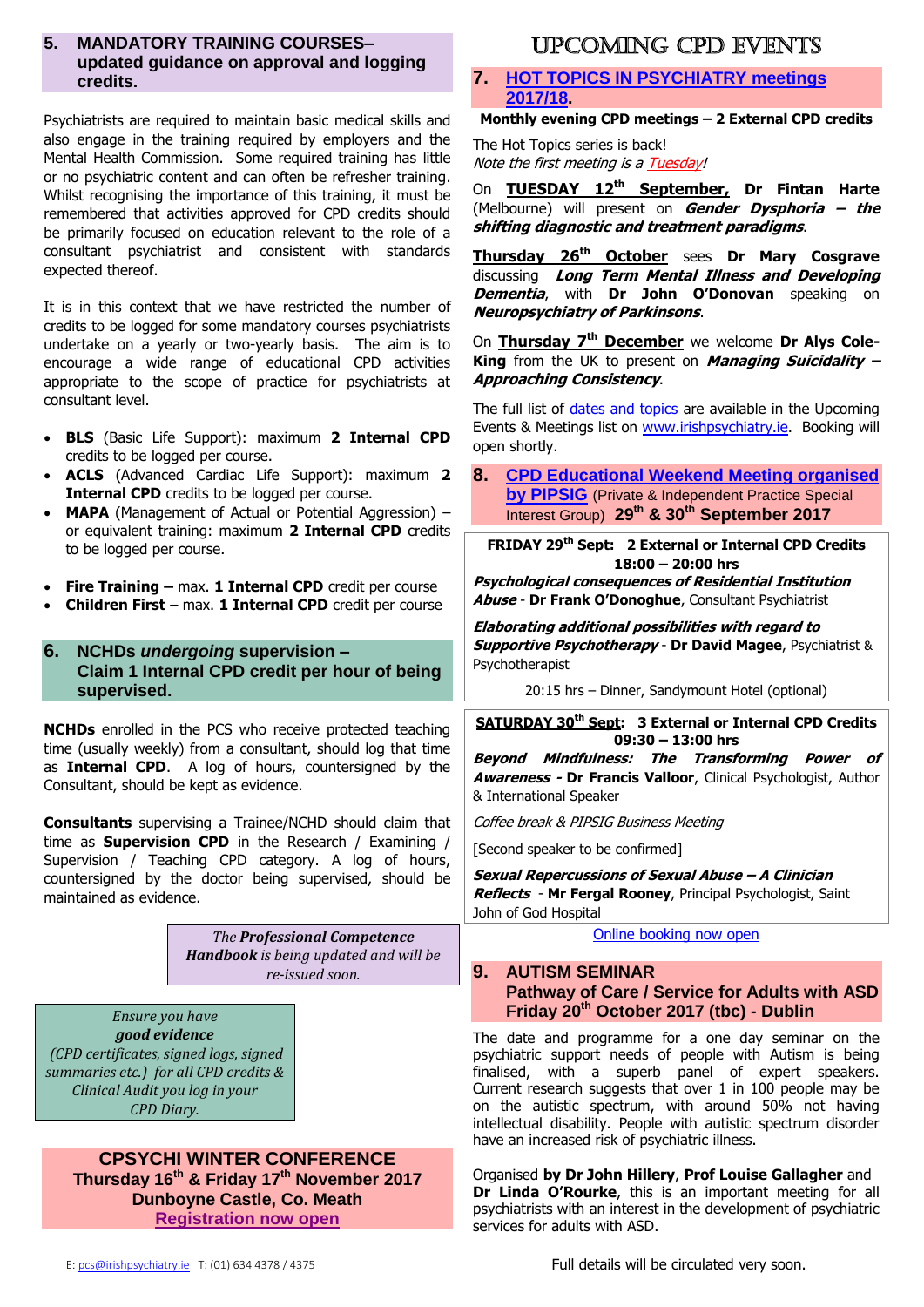## 5. MANDATORY TRAINING COURSES– updated guidance on approval and logging credits.

Psychiatrists are required to maintain basic medical skills and also engage in the training required by employers and the Mental Health Commission. Some required training has little or no psychiatric content and can often be refresher training. Whilst recognising the importance of this training, it must be remembered that activities approved for CPD credits should be primarily focused on education relevant to the role of a consultant psychiatrist and consistent with standards expected thereof.

It is in this context that we have restricted the number of credits to be logged for some mandatory courses psychiatrists undertake on a yearly or two-yearly basis. The aim is to encourage a wide range of educational CPD activities appropriate to the scope of practice for psychiatrists at consultant level.

- **BLS** (Basic Life Support): maximum **2 Internal CPD** credits to be logged per course.
- **ACLS** (Advanced Cardiac Life Support): maximum **2 Internal CPD** credits to be logged per course.
- **MAPA** (Management of Actual or Potential Aggression) – or equivalent training: maximum **2 Internal CPD** credits to be logged per course.

- **Fire Training –** max. **1 Internal CPD** credit per course
- **Children First** – max. **1 Internal CPD** credit per course

## 6. NCHDs *undergoing* supervision – Claim 1 Internal CPD credit per hour of being supervised.

**NCHDs** enrolled in the PCS who receive protected teaching time (usually weekly) from a consultant, should log that time as **Internal CPD**. A log of hours, countersigned by the Consultant, should be kept as evidence.

**Consultants** supervising a Trainee/NCHD should claim that time as **Supervision CPD** in the Research / Examining / Supervision / Teaching CPD category. A log of hours, countersigned by the doctor being supervised, should be maintained as evidence.

*The **Professional Competence Handbook** is being updated and will be re-issued soon.*

*Ensure you have **good evidence** (CPD certificates, signed logs, signed summaries etc.) for all CPD credits & Clinical Audit you log in your CPD Diary.*

**CPSYCHI WINTER CONFERENCE**
**Thursday 16th & Friday 17th November 2017**
**Dunboyne Castle, Co. Meath**
**Registration now open**

# UPCOMING CPD EVENTS

## 7. HOT TOPICS IN PSYCHIATRY meetings 2017/18.

**Monthly evening CPD meetings – 2 External CPD credits**

The Hot Topics series is back!
*Note the first meeting is a Tuesday!*

On **TUESDAY 12th September, Dr Fintan Harte** (Melbourne) will present on ***Gender Dysphoria – the shifting diagnostic and treatment paradigms***.

**Thursday 26th October** sees **Dr Mary Cosgrave** discussing ***Long Term Mental Illness and Developing Dementia***, with **Dr John O'Donovan** speaking on ***Neuropsychiatry of Parkinsons***.

On **Thursday 7th December** we welcome **Dr Alys Cole-King** from the UK to present on ***Managing Suicidality – Approaching Consistency***.

The full list of dates and topics are available in the Upcoming Events & Meetings list on www.irishpsychiatry.ie. Booking will open shortly.

## 8. CPD Educational Weekend Meeting organised by PIPSIG (Private & Independent Practice Special Interest Group) 29th & 30th September 2017

**FRIDAY 29th Sept: 2 External or Internal CPD Credits**
**18:00 – 20:00 hrs**

***Psychological consequences of Residential Institution Abuse*** - **Dr Frank O'Donoghue**, Consultant Psychiatrist

***Elaborating additional possibilities with regard to Supportive Psychotherapy*** - **Dr David Magee**, Psychiatrist & Psychotherapist

20:15 hrs – Dinner, Sandymount Hotel (optional)

**SATURDAY 30th Sept: 3 External or Internal CPD Credits**
**09:30 – 13:00 hrs**

***Beyond Mindfulness: The Transforming Power of Awareness*** **- Dr Francis Valloor**, Clinical Psychologist, Author & International Speaker

*Coffee break & PIPSIG Business Meeting*

[Second speaker to be confirmed]

***Sexual Repercussions of Sexual Abuse – A Clinician Reflects*** - **Mr Fergal Rooney**, Principal Psychologist, Saint John of God Hospital

Online booking now open

## 9. AUTISM SEMINAR Pathway of Care / Service for Adults with ASD Friday 20th October 2017 (tbc) - Dublin

The date and programme for a one day seminar on the psychiatric support needs of people with Autism is being finalised, with a superb panel of expert speakers. Current research suggests that over 1 in 100 people may be on the autistic spectrum, with around 50% not having intellectual disability. People with autistic spectrum disorder have an increased risk of psychiatric illness.

Organised **by Dr John Hillery**, **Prof Louise Gallagher** and **Dr Linda O'Rourke**, this is an important meeting for all psychiatrists with an interest in the development of psychiatric services for adults with ASD.

Full details will be circulated very soon.

E: pcs@irishpsychiatry.ie T: (01) 634 4378 / 4375